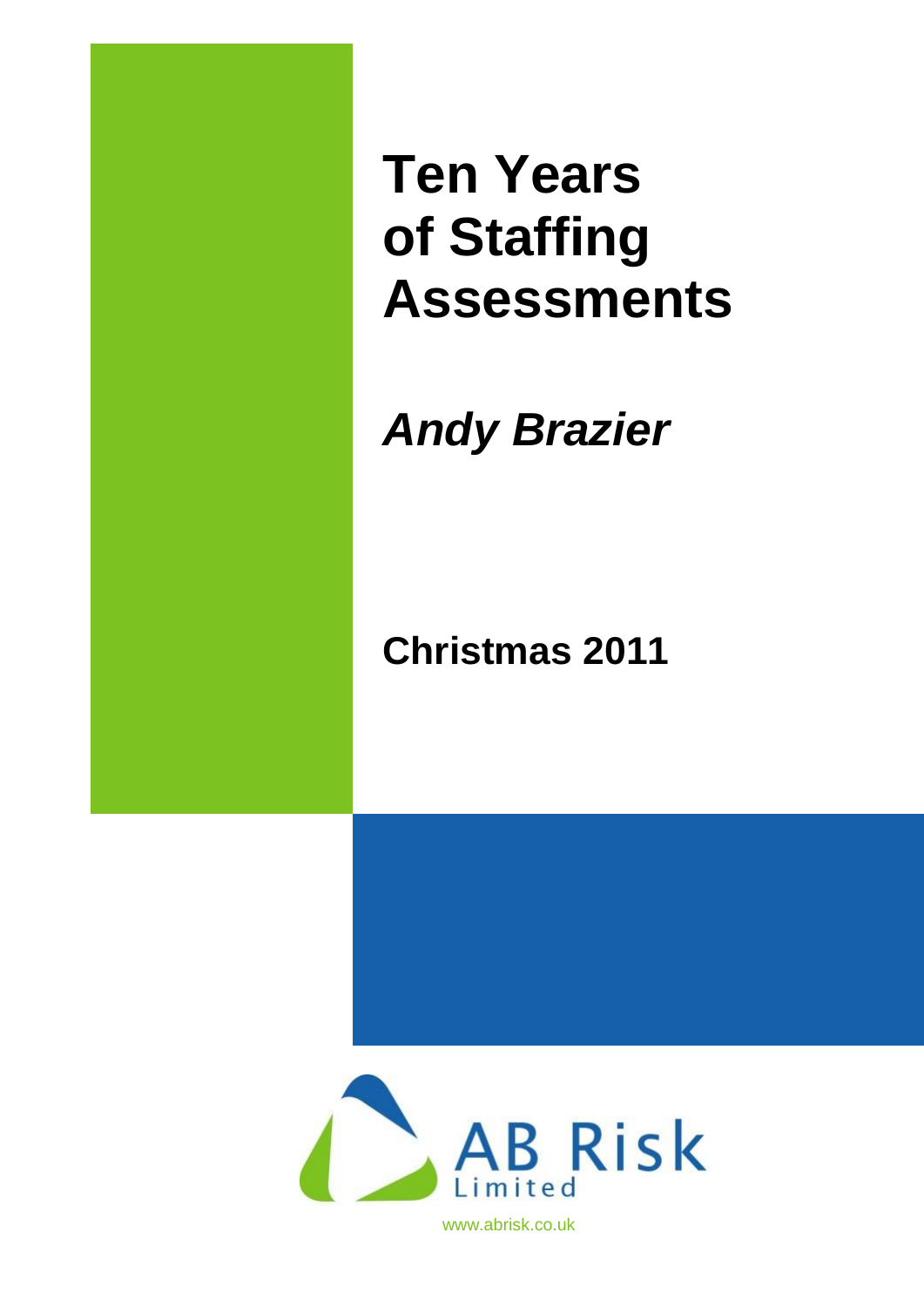# Ten Years of Staffing Assessments

***Andy Brazier***

**Christmas 2011**

AB Risk Limited

www.abrisk.co.uk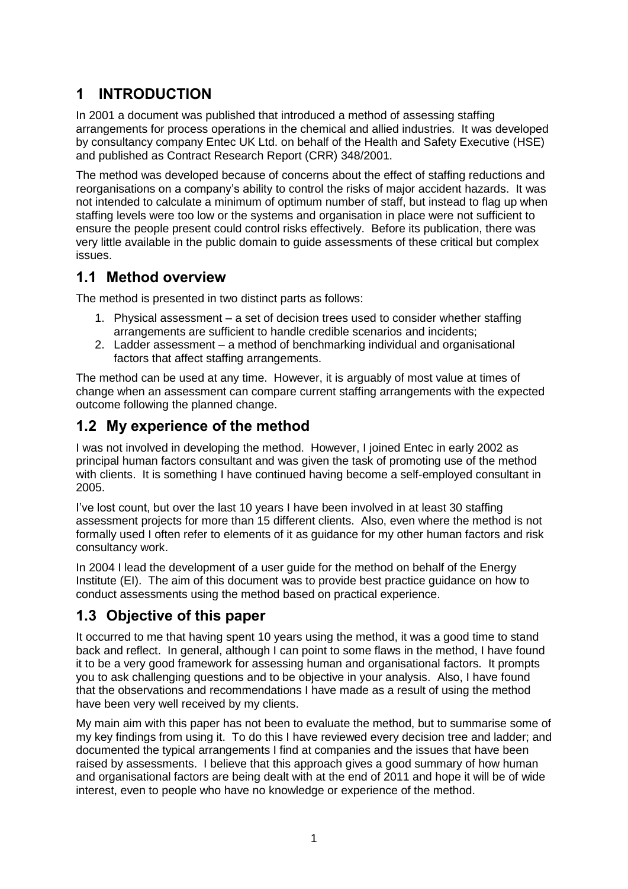# 1 INTRODUCTION

In 2001 a document was published that introduced a method of assessing staffing arrangements for process operations in the chemical and allied industries. It was developed by consultancy company Entec UK Ltd. on behalf of the Health and Safety Executive (HSE) and published as Contract Research Report (CRR) 348/2001.

The method was developed because of concerns about the effect of staffing reductions and reorganisations on a company's ability to control the risks of major accident hazards. It was not intended to calculate a minimum of optimum number of staff, but instead to flag up when staffing levels were too low or the systems and organisation in place were not sufficient to ensure the people present could control risks effectively. Before its publication, there was very little available in the public domain to guide assessments of these critical but complex issues.

## 1.1 Method overview

The method is presented in two distinct parts as follows:

1. Physical assessment – a set of decision trees used to consider whether staffing arrangements are sufficient to handle credible scenarios and incidents;
2. Ladder assessment – a method of benchmarking individual and organisational factors that affect staffing arrangements.

The method can be used at any time. However, it is arguably of most value at times of change when an assessment can compare current staffing arrangements with the expected outcome following the planned change.

## 1.2 My experience of the method

I was not involved in developing the method. However, I joined Entec in early 2002 as principal human factors consultant and was given the task of promoting use of the method with clients. It is something I have continued having become a self-employed consultant in 2005.

I've lost count, but over the last 10 years I have been involved in at least 30 staffing assessment projects for more than 15 different clients. Also, even where the method is not formally used I often refer to elements of it as guidance for my other human factors and risk consultancy work.

In 2004 I lead the development of a user guide for the method on behalf of the Energy Institute (EI). The aim of this document was to provide best practice guidance on how to conduct assessments using the method based on practical experience.

## 1.3 Objective of this paper

It occurred to me that having spent 10 years using the method, it was a good time to stand back and reflect. In general, although I can point to some flaws in the method, I have found it to be a very good framework for assessing human and organisational factors. It prompts you to ask challenging questions and to be objective in your analysis. Also, I have found that the observations and recommendations I have made as a result of using the method have been very well received by my clients.

My main aim with this paper has not been to evaluate the method, but to summarise some of my key findings from using it. To do this I have reviewed every decision tree and ladder; and documented the typical arrangements I find at companies and the issues that have been raised by assessments. I believe that this approach gives a good summary of how human and organisational factors are being dealt with at the end of 2011 and hope it will be of wide interest, even to people who have no knowledge or experience of the method.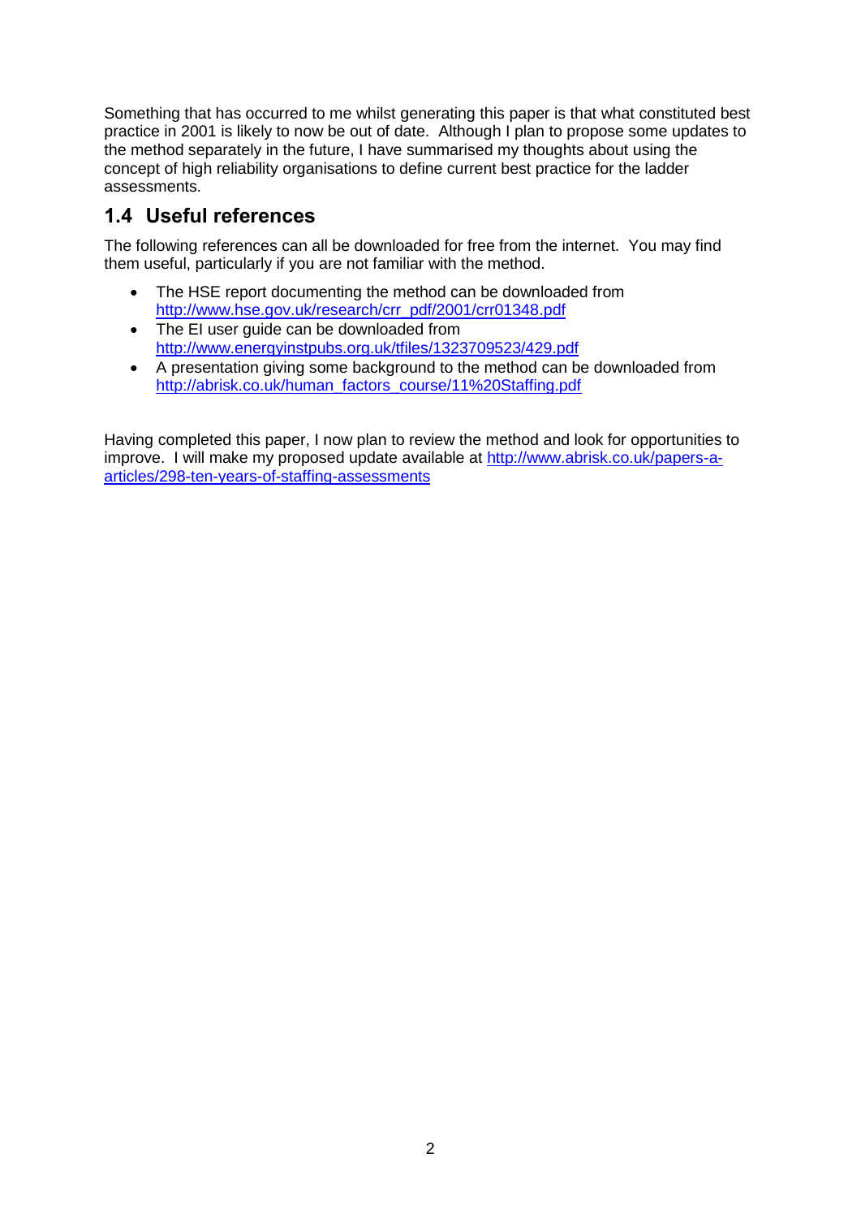Something that has occurred to me whilst generating this paper is that what constituted best practice in 2001 is likely to now be out of date. Although I plan to propose some updates to the method separately in the future, I have summarised my thoughts about using the concept of high reliability organisations to define current best practice for the ladder assessments.

## 1.4 Useful references

The following references can all be downloaded for free from the internet. You may find them useful, particularly if you are not familiar with the method.

- The HSE report documenting the method can be downloaded from http://www.hse.gov.uk/research/crr_pdf/2001/crr01348.pdf
- The EI user guide can be downloaded from http://www.energyinstpubs.org.uk/tfiles/1323709523/429.pdf
- A presentation giving some background to the method can be downloaded from http://abrisk.co.uk/human_factors_course/11%20Staffing.pdf

Having completed this paper, I now plan to review the method and look for opportunities to improve. I will make my proposed update available at http://www.abrisk.co.uk/papers-a-articles/298-ten-years-of-staffing-assessments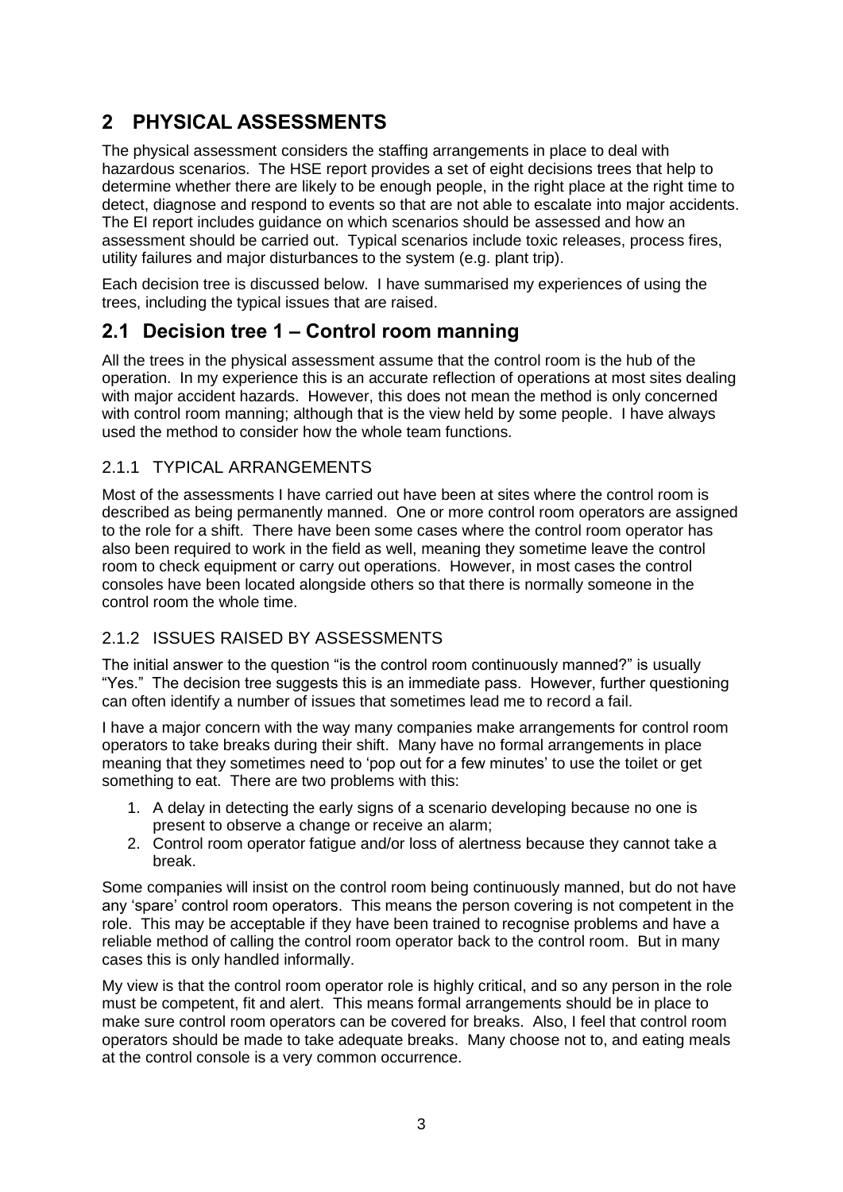# 2 PHYSICAL ASSESSMENTS

The physical assessment considers the staffing arrangements in place to deal with hazardous scenarios. The HSE report provides a set of eight decisions trees that help to determine whether there are likely to be enough people, in the right place at the right time to detect, diagnose and respond to events so that are not able to escalate into major accidents. The EI report includes guidance on which scenarios should be assessed and how an assessment should be carried out. Typical scenarios include toxic releases, process fires, utility failures and major disturbances to the system (e.g. plant trip).

Each decision tree is discussed below. I have summarised my experiences of using the trees, including the typical issues that are raised.

## 2.1 Decision tree 1 – Control room manning

All the trees in the physical assessment assume that the control room is the hub of the operation. In my experience this is an accurate reflection of operations at most sites dealing with major accident hazards. However, this does not mean the method is only concerned with control room manning; although that is the view held by some people. I have always used the method to consider how the whole team functions.

### 2.1.1 TYPICAL ARRANGEMENTS

Most of the assessments I have carried out have been at sites where the control room is described as being permanently manned. One or more control room operators are assigned to the role for a shift. There have been some cases where the control room operator has also been required to work in the field as well, meaning they sometime leave the control room to check equipment or carry out operations. However, in most cases the control consoles have been located alongside others so that there is normally someone in the control room the whole time.

### 2.1.2 ISSUES RAISED BY ASSESSMENTS

The initial answer to the question "is the control room continuously manned?" is usually "Yes." The decision tree suggests this is an immediate pass. However, further questioning can often identify a number of issues that sometimes lead me to record a fail.

I have a major concern with the way many companies make arrangements for control room operators to take breaks during their shift. Many have no formal arrangements in place meaning that they sometimes need to 'pop out for a few minutes' to use the toilet or get something to eat. There are two problems with this:

1. A delay in detecting the early signs of a scenario developing because no one is present to observe a change or receive an alarm;
2. Control room operator fatigue and/or loss of alertness because they cannot take a break.

Some companies will insist on the control room being continuously manned, but do not have any 'spare' control room operators. This means the person covering is not competent in the role. This may be acceptable if they have been trained to recognise problems and have a reliable method of calling the control room operator back to the control room. But in many cases this is only handled informally.

My view is that the control room operator role is highly critical, and so any person in the role must be competent, fit and alert. This means formal arrangements should be in place to make sure control room operators can be covered for breaks. Also, I feel that control room operators should be made to take adequate breaks. Many choose not to, and eating meals at the control console is a very common occurrence.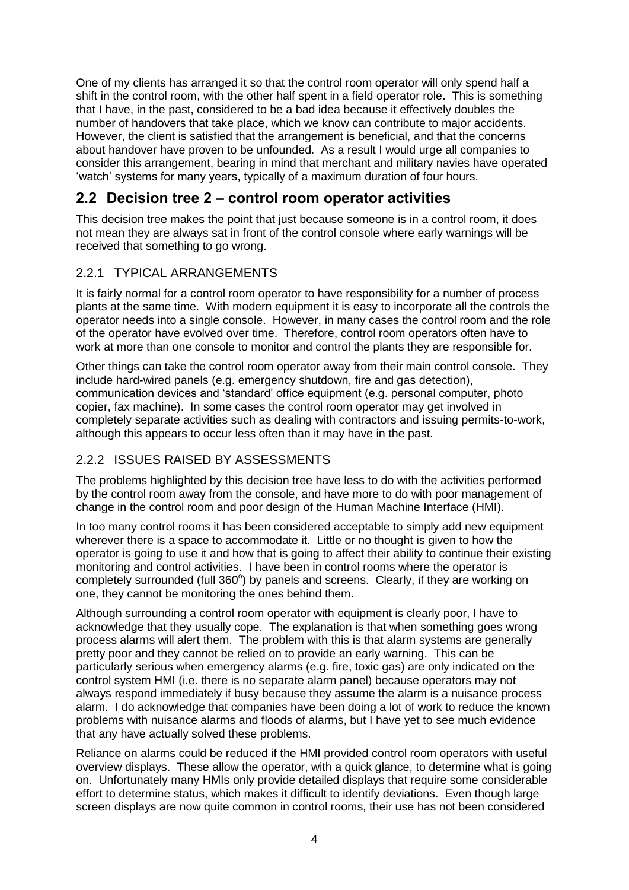One of my clients has arranged it so that the control room operator will only spend half a shift in the control room, with the other half spent in a field operator role. This is something that I have, in the past, considered to be a bad idea because it effectively doubles the number of handovers that take place, which we know can contribute to major accidents. However, the client is satisfied that the arrangement is beneficial, and that the concerns about handover have proven to be unfounded. As a result I would urge all companies to consider this arrangement, bearing in mind that merchant and military navies have operated 'watch' systems for many years, typically of a maximum duration of four hours.

## 2.2 Decision tree 2 – control room operator activities

This decision tree makes the point that just because someone is in a control room, it does not mean they are always sat in front of the control console where early warnings will be received that something to go wrong.

### 2.2.1 TYPICAL ARRANGEMENTS

It is fairly normal for a control room operator to have responsibility for a number of process plants at the same time. With modern equipment it is easy to incorporate all the controls the operator needs into a single console. However, in many cases the control room and the role of the operator have evolved over time. Therefore, control room operators often have to work at more than one console to monitor and control the plants they are responsible for.

Other things can take the control room operator away from their main control console. They include hard-wired panels (e.g. emergency shutdown, fire and gas detection), communication devices and 'standard' office equipment (e.g. personal computer, photo copier, fax machine). In some cases the control room operator may get involved in completely separate activities such as dealing with contractors and issuing permits-to-work, although this appears to occur less often than it may have in the past.

### 2.2.2 ISSUES RAISED BY ASSESSMENTS

The problems highlighted by this decision tree have less to do with the activities performed by the control room away from the console, and have more to do with poor management of change in the control room and poor design of the Human Machine Interface (HMI).

In too many control rooms it has been considered acceptable to simply add new equipment wherever there is a space to accommodate it. Little or no thought is given to how the operator is going to use it and how that is going to affect their ability to continue their existing monitoring and control activities. I have been in control rooms where the operator is completely surrounded (full 360°) by panels and screens. Clearly, if they are working on one, they cannot be monitoring the ones behind them.

Although surrounding a control room operator with equipment is clearly poor, I have to acknowledge that they usually cope. The explanation is that when something goes wrong process alarms will alert them. The problem with this is that alarm systems are generally pretty poor and they cannot be relied on to provide an early warning. This can be particularly serious when emergency alarms (e.g. fire, toxic gas) are only indicated on the control system HMI (i.e. there is no separate alarm panel) because operators may not always respond immediately if busy because they assume the alarm is a nuisance process alarm. I do acknowledge that companies have been doing a lot of work to reduce the known problems with nuisance alarms and floods of alarms, but I have yet to see much evidence that any have actually solved these problems.

Reliance on alarms could be reduced if the HMI provided control room operators with useful overview displays. These allow the operator, with a quick glance, to determine what is going on. Unfortunately many HMIs only provide detailed displays that require some considerable effort to determine status, which makes it difficult to identify deviations. Even though large screen displays are now quite common in control rooms, their use has not been considered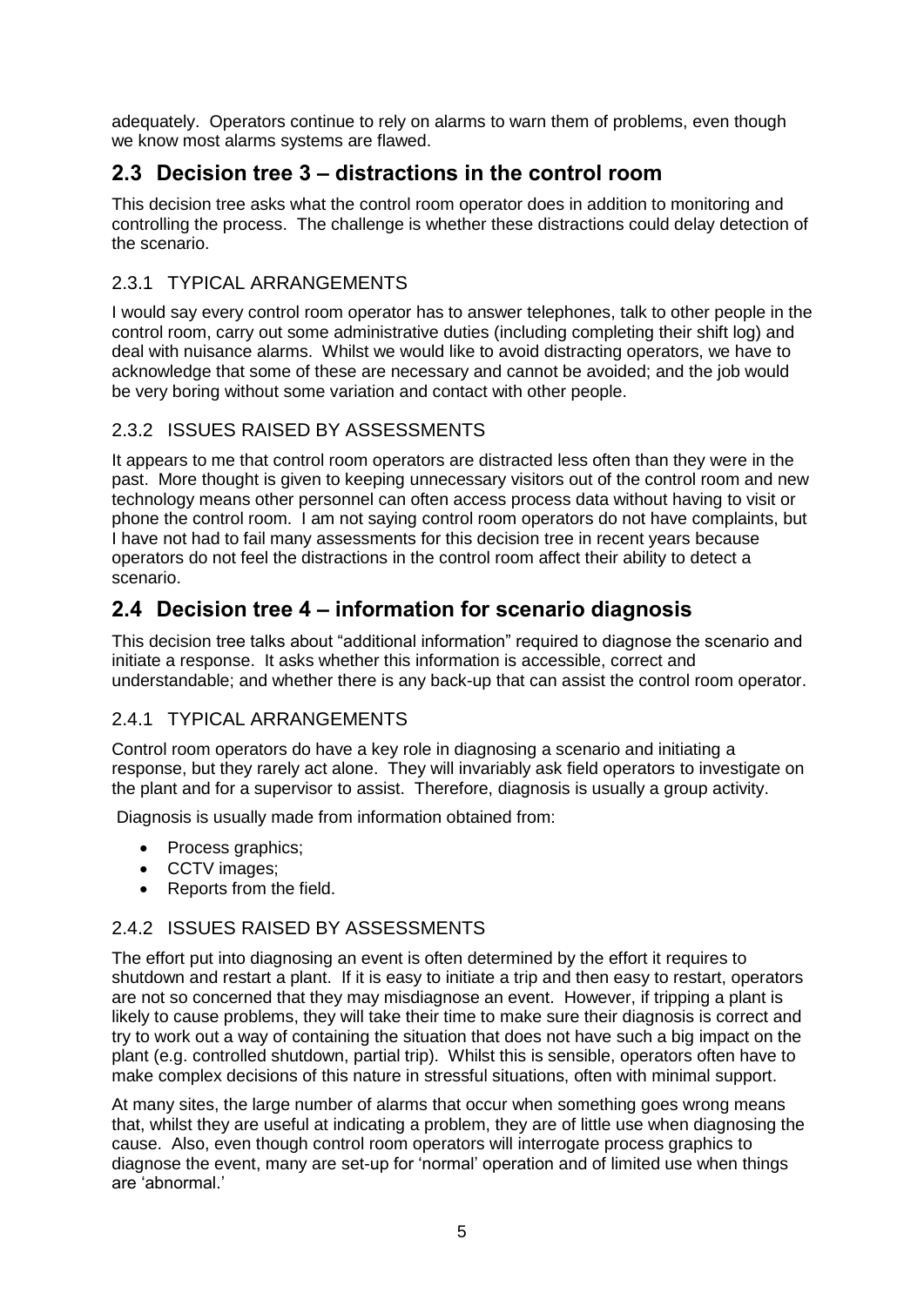adequately. Operators continue to rely on alarms to warn them of problems, even though we know most alarms systems are flawed.

## 2.3 Decision tree 3 – distractions in the control room

This decision tree asks what the control room operator does in addition to monitoring and controlling the process. The challenge is whether these distractions could delay detection of the scenario.

### 2.3.1 TYPICAL ARRANGEMENTS

I would say every control room operator has to answer telephones, talk to other people in the control room, carry out some administrative duties (including completing their shift log) and deal with nuisance alarms. Whilst we would like to avoid distracting operators, we have to acknowledge that some of these are necessary and cannot be avoided; and the job would be very boring without some variation and contact with other people.

### 2.3.2 ISSUES RAISED BY ASSESSMENTS

It appears to me that control room operators are distracted less often than they were in the past. More thought is given to keeping unnecessary visitors out of the control room and new technology means other personnel can often access process data without having to visit or phone the control room. I am not saying control room operators do not have complaints, but I have not had to fail many assessments for this decision tree in recent years because operators do not feel the distractions in the control room affect their ability to detect a scenario.

## 2.4 Decision tree 4 – information for scenario diagnosis

This decision tree talks about "additional information" required to diagnose the scenario and initiate a response. It asks whether this information is accessible, correct and understandable; and whether there is any back-up that can assist the control room operator.

### 2.4.1 TYPICAL ARRANGEMENTS

Control room operators do have a key role in diagnosing a scenario and initiating a response, but they rarely act alone. They will invariably ask field operators to investigate on the plant and for a supervisor to assist. Therefore, diagnosis is usually a group activity.

Diagnosis is usually made from information obtained from:

- Process graphics;
- CCTV images;
- Reports from the field.

### 2.4.2 ISSUES RAISED BY ASSESSMENTS

The effort put into diagnosing an event is often determined by the effort it requires to shutdown and restart a plant. If it is easy to initiate a trip and then easy to restart, operators are not so concerned that they may misdiagnose an event. However, if tripping a plant is likely to cause problems, they will take their time to make sure their diagnosis is correct and try to work out a way of containing the situation that does not have such a big impact on the plant (e.g. controlled shutdown, partial trip). Whilst this is sensible, operators often have to make complex decisions of this nature in stressful situations, often with minimal support.

At many sites, the large number of alarms that occur when something goes wrong means that, whilst they are useful at indicating a problem, they are of little use when diagnosing the cause. Also, even though control room operators will interrogate process graphics to diagnose the event, many are set-up for 'normal' operation and of limited use when things are 'abnormal.'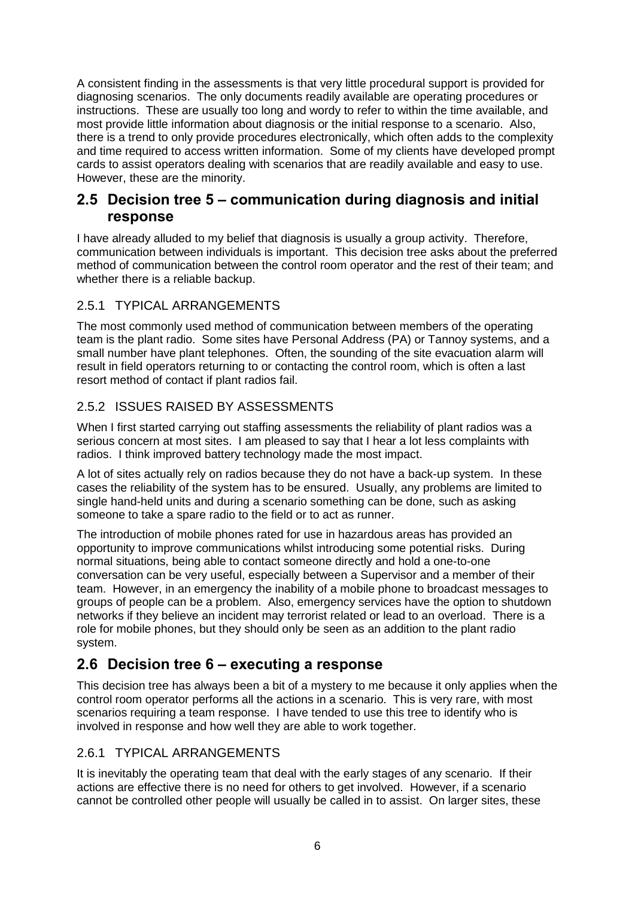A consistent finding in the assessments is that very little procedural support is provided for diagnosing scenarios. The only documents readily available are operating procedures or instructions. These are usually too long and wordy to refer to within the time available, and most provide little information about diagnosis or the initial response to a scenario. Also, there is a trend to only provide procedures electronically, which often adds to the complexity and time required to access written information. Some of my clients have developed prompt cards to assist operators dealing with scenarios that are readily available and easy to use. However, these are the minority.

## 2.5 Decision tree 5 – communication during diagnosis and initial response

I have already alluded to my belief that diagnosis is usually a group activity. Therefore, communication between individuals is important. This decision tree asks about the preferred method of communication between the control room operator and the rest of their team; and whether there is a reliable backup.

### 2.5.1 TYPICAL ARRANGEMENTS

The most commonly used method of communication between members of the operating team is the plant radio. Some sites have Personal Address (PA) or Tannoy systems, and a small number have plant telephones. Often, the sounding of the site evacuation alarm will result in field operators returning to or contacting the control room, which is often a last resort method of contact if plant radios fail.

### 2.5.2 ISSUES RAISED BY ASSESSMENTS

When I first started carrying out staffing assessments the reliability of plant radios was a serious concern at most sites. I am pleased to say that I hear a lot less complaints with radios. I think improved battery technology made the most impact.

A lot of sites actually rely on radios because they do not have a back-up system. In these cases the reliability of the system has to be ensured. Usually, any problems are limited to single hand-held units and during a scenario something can be done, such as asking someone to take a spare radio to the field or to act as runner.

The introduction of mobile phones rated for use in hazardous areas has provided an opportunity to improve communications whilst introducing some potential risks. During normal situations, being able to contact someone directly and hold a one-to-one conversation can be very useful, especially between a Supervisor and a member of their team. However, in an emergency the inability of a mobile phone to broadcast messages to groups of people can be a problem. Also, emergency services have the option to shutdown networks if they believe an incident may terrorist related or lead to an overload. There is a role for mobile phones, but they should only be seen as an addition to the plant radio system.

## 2.6 Decision tree 6 – executing a response

This decision tree has always been a bit of a mystery to me because it only applies when the control room operator performs all the actions in a scenario. This is very rare, with most scenarios requiring a team response. I have tended to use this tree to identify who is involved in response and how well they are able to work together.

### 2.6.1 TYPICAL ARRANGEMENTS

It is inevitably the operating team that deal with the early stages of any scenario. If their actions are effective there is no need for others to get involved. However, if a scenario cannot be controlled other people will usually be called in to assist. On larger sites, these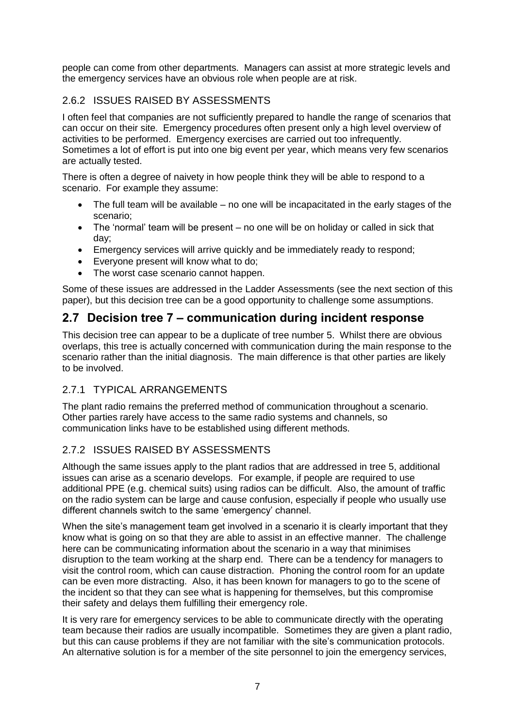people can come from other departments. Managers can assist at more strategic levels and the emergency services have an obvious role when people are at risk.

### 2.6.2 ISSUES RAISED BY ASSESSMENTS

I often feel that companies are not sufficiently prepared to handle the range of scenarios that can occur on their site. Emergency procedures often present only a high level overview of activities to be performed. Emergency exercises are carried out too infrequently. Sometimes a lot of effort is put into one big event per year, which means very few scenarios are actually tested.

There is often a degree of naivety in how people think they will be able to respond to a scenario. For example they assume:

- The full team will be available – no one will be incapacitated in the early stages of the scenario;
- The 'normal' team will be present – no one will be on holiday or called in sick that day;
- Emergency services will arrive quickly and be immediately ready to respond;
- Everyone present will know what to do;
- The worst case scenario cannot happen.

Some of these issues are addressed in the Ladder Assessments (see the next section of this paper), but this decision tree can be a good opportunity to challenge some assumptions.

## 2.7 Decision tree 7 – communication during incident response

This decision tree can appear to be a duplicate of tree number 5. Whilst there are obvious overlaps, this tree is actually concerned with communication during the main response to the scenario rather than the initial diagnosis. The main difference is that other parties are likely to be involved.

### 2.7.1 TYPICAL ARRANGEMENTS

The plant radio remains the preferred method of communication throughout a scenario. Other parties rarely have access to the same radio systems and channels, so communication links have to be established using different methods.

### 2.7.2 ISSUES RAISED BY ASSESSMENTS

Although the same issues apply to the plant radios that are addressed in tree 5, additional issues can arise as a scenario develops. For example, if people are required to use additional PPE (e.g. chemical suits) using radios can be difficult. Also, the amount of traffic on the radio system can be large and cause confusion, especially if people who usually use different channels switch to the same 'emergency' channel.

When the site's management team get involved in a scenario it is clearly important that they know what is going on so that they are able to assist in an effective manner. The challenge here can be communicating information about the scenario in a way that minimises disruption to the team working at the sharp end. There can be a tendency for managers to visit the control room, which can cause distraction. Phoning the control room for an update can be even more distracting. Also, it has been known for managers to go to the scene of the incident so that they can see what is happening for themselves, but this compromise their safety and delays them fulfilling their emergency role.

It is very rare for emergency services to be able to communicate directly with the operating team because their radios are usually incompatible. Sometimes they are given a plant radio, but this can cause problems if they are not familiar with the site's communication protocols. An alternative solution is for a member of the site personnel to join the emergency services,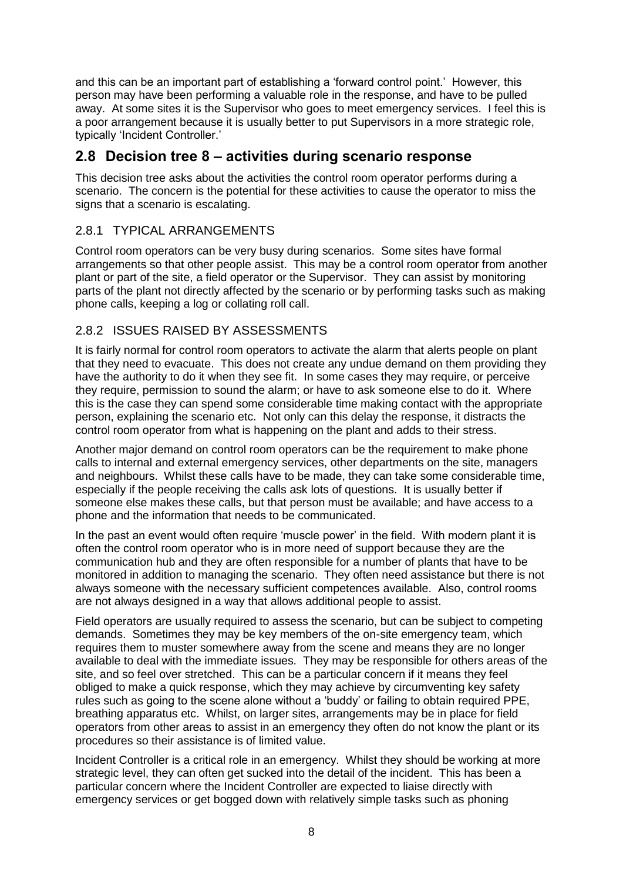and this can be an important part of establishing a 'forward control point.' However, this person may have been performing a valuable role in the response, and have to be pulled away. At some sites it is the Supervisor who goes to meet emergency services. I feel this is a poor arrangement because it is usually better to put Supervisors in a more strategic role, typically 'Incident Controller.'

## 2.8 Decision tree 8 – activities during scenario response

This decision tree asks about the activities the control room operator performs during a scenario. The concern is the potential for these activities to cause the operator to miss the signs that a scenario is escalating.

### 2.8.1 TYPICAL ARRANGEMENTS

Control room operators can be very busy during scenarios. Some sites have formal arrangements so that other people assist. This may be a control room operator from another plant or part of the site, a field operator or the Supervisor. They can assist by monitoring parts of the plant not directly affected by the scenario or by performing tasks such as making phone calls, keeping a log or collating roll call.

### 2.8.2 ISSUES RAISED BY ASSESSMENTS

It is fairly normal for control room operators to activate the alarm that alerts people on plant that they need to evacuate. This does not create any undue demand on them providing they have the authority to do it when they see fit. In some cases they may require, or perceive they require, permission to sound the alarm; or have to ask someone else to do it. Where this is the case they can spend some considerable time making contact with the appropriate person, explaining the scenario etc. Not only can this delay the response, it distracts the control room operator from what is happening on the plant and adds to their stress.

Another major demand on control room operators can be the requirement to make phone calls to internal and external emergency services, other departments on the site, managers and neighbours. Whilst these calls have to be made, they can take some considerable time, especially if the people receiving the calls ask lots of questions. It is usually better if someone else makes these calls, but that person must be available; and have access to a phone and the information that needs to be communicated.

In the past an event would often require 'muscle power' in the field. With modern plant it is often the control room operator who is in more need of support because they are the communication hub and they are often responsible for a number of plants that have to be monitored in addition to managing the scenario. They often need assistance but there is not always someone with the necessary sufficient competences available. Also, control rooms are not always designed in a way that allows additional people to assist.

Field operators are usually required to assess the scenario, but can be subject to competing demands. Sometimes they may be key members of the on-site emergency team, which requires them to muster somewhere away from the scene and means they are no longer available to deal with the immediate issues. They may be responsible for others areas of the site, and so feel over stretched. This can be a particular concern if it means they feel obliged to make a quick response, which they may achieve by circumventing key safety rules such as going to the scene alone without a 'buddy' or failing to obtain required PPE, breathing apparatus etc. Whilst, on larger sites, arrangements may be in place for field operators from other areas to assist in an emergency they often do not know the plant or its procedures so their assistance is of limited value.

Incident Controller is a critical role in an emergency. Whilst they should be working at more strategic level, they can often get sucked into the detail of the incident. This has been a particular concern where the Incident Controller are expected to liaise directly with emergency services or get bogged down with relatively simple tasks such as phoning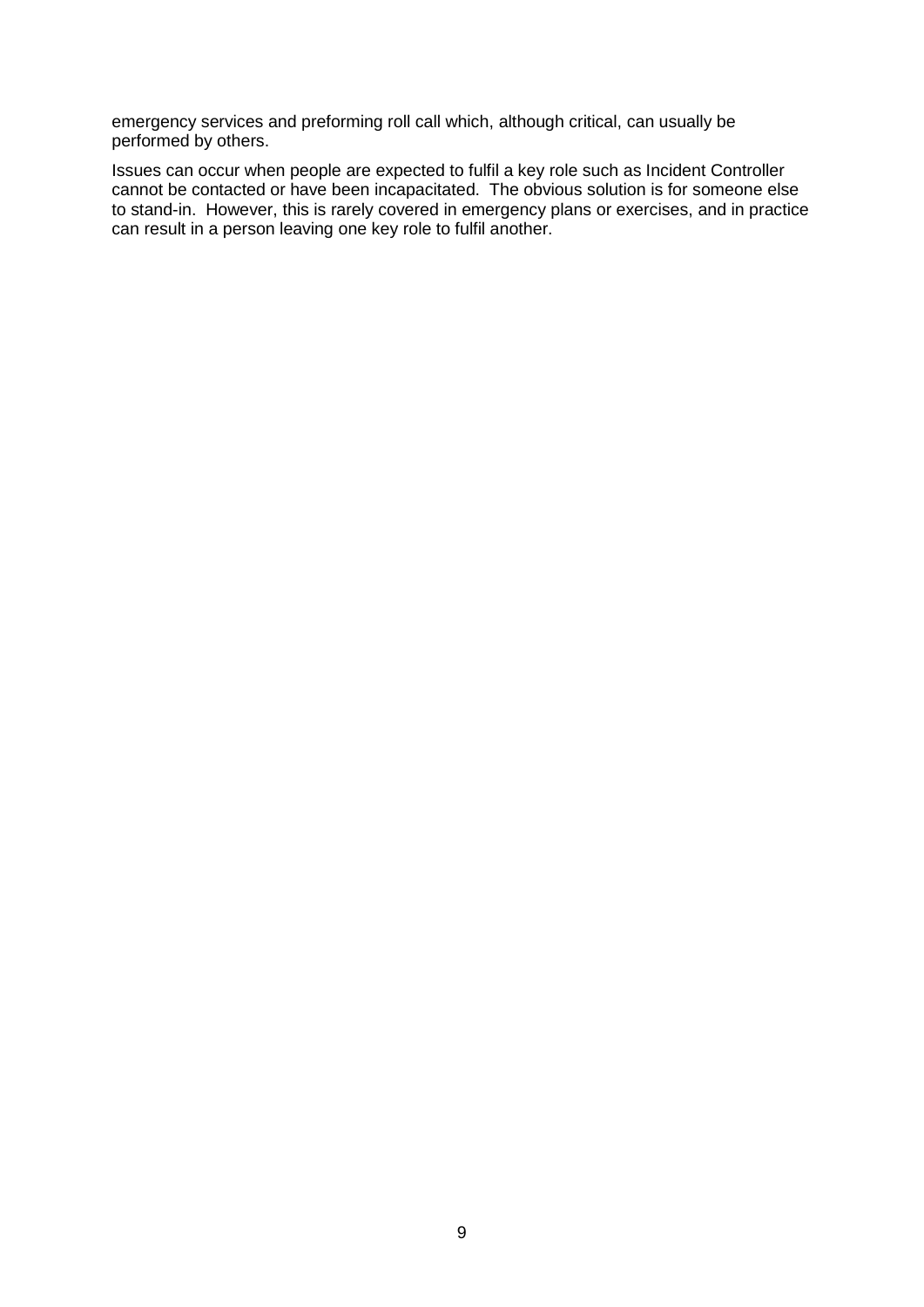emergency services and preforming roll call which, although critical, can usually be performed by others.

Issues can occur when people are expected to fulfil a key role such as Incident Controller cannot be contacted or have been incapacitated. The obvious solution is for someone else to stand-in. However, this is rarely covered in emergency plans or exercises, and in practice can result in a person leaving one key role to fulfil another.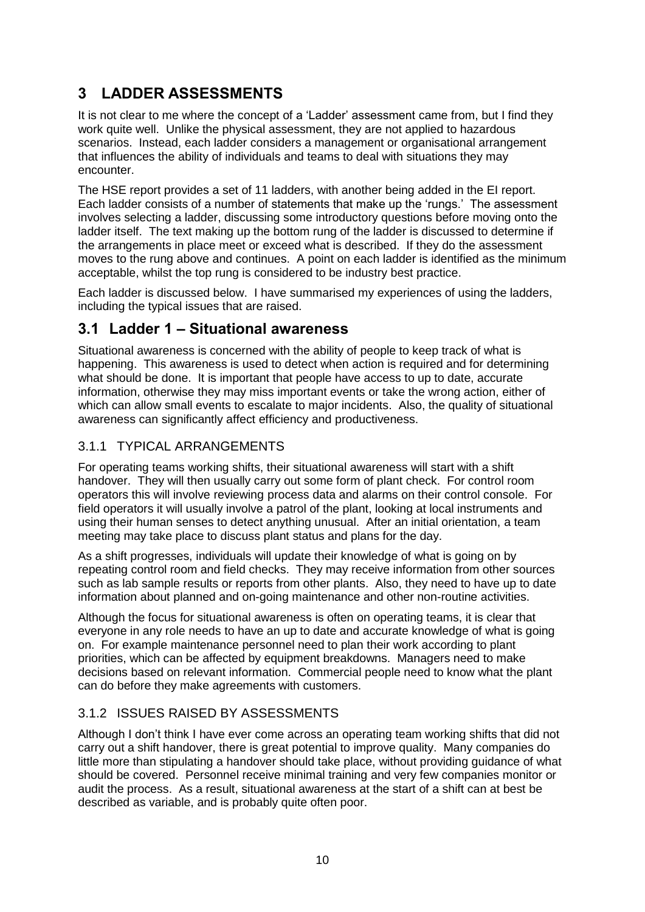# 3 LADDER ASSESSMENTS

It is not clear to me where the concept of a 'Ladder' assessment came from, but I find they work quite well. Unlike the physical assessment, they are not applied to hazardous scenarios. Instead, each ladder considers a management or organisational arrangement that influences the ability of individuals and teams to deal with situations they may encounter.

The HSE report provides a set of 11 ladders, with another being added in the EI report. Each ladder consists of a number of statements that make up the 'rungs.' The assessment involves selecting a ladder, discussing some introductory questions before moving onto the ladder itself. The text making up the bottom rung of the ladder is discussed to determine if the arrangements in place meet or exceed what is described. If they do the assessment moves to the rung above and continues. A point on each ladder is identified as the minimum acceptable, whilst the top rung is considered to be industry best practice.

Each ladder is discussed below. I have summarised my experiences of using the ladders, including the typical issues that are raised.

## 3.1 Ladder 1 – Situational awareness

Situational awareness is concerned with the ability of people to keep track of what is happening. This awareness is used to detect when action is required and for determining what should be done. It is important that people have access to up to date, accurate information, otherwise they may miss important events or take the wrong action, either of which can allow small events to escalate to major incidents. Also, the quality of situational awareness can significantly affect efficiency and productiveness.

### 3.1.1 TYPICAL ARRANGEMENTS

For operating teams working shifts, their situational awareness will start with a shift handover. They will then usually carry out some form of plant check. For control room operators this will involve reviewing process data and alarms on their control console. For field operators it will usually involve a patrol of the plant, looking at local instruments and using their human senses to detect anything unusual. After an initial orientation, a team meeting may take place to discuss plant status and plans for the day.

As a shift progresses, individuals will update their knowledge of what is going on by repeating control room and field checks. They may receive information from other sources such as lab sample results or reports from other plants. Also, they need to have up to date information about planned and on-going maintenance and other non-routine activities.

Although the focus for situational awareness is often on operating teams, it is clear that everyone in any role needs to have an up to date and accurate knowledge of what is going on. For example maintenance personnel need to plan their work according to plant priorities, which can be affected by equipment breakdowns. Managers need to make decisions based on relevant information. Commercial people need to know what the plant can do before they make agreements with customers.

### 3.1.2 ISSUES RAISED BY ASSESSMENTS

Although I don't think I have ever come across an operating team working shifts that did not carry out a shift handover, there is great potential to improve quality. Many companies do little more than stipulating a handover should take place, without providing guidance of what should be covered. Personnel receive minimal training and very few companies monitor or audit the process. As a result, situational awareness at the start of a shift can at best be described as variable, and is probably quite often poor.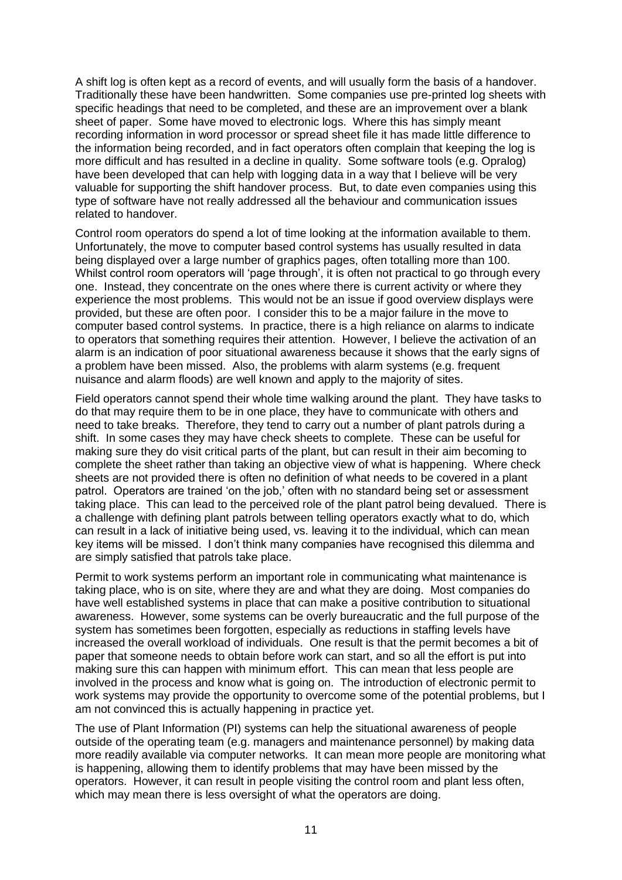A shift log is often kept as a record of events, and will usually form the basis of a handover. Traditionally these have been handwritten. Some companies use pre-printed log sheets with specific headings that need to be completed, and these are an improvement over a blank sheet of paper. Some have moved to electronic logs. Where this has simply meant recording information in word processor or spread sheet file it has made little difference to the information being recorded, and in fact operators often complain that keeping the log is more difficult and has resulted in a decline in quality. Some software tools (e.g. Opralog) have been developed that can help with logging data in a way that I believe will be very valuable for supporting the shift handover process. But, to date even companies using this type of software have not really addressed all the behaviour and communication issues related to handover.

Control room operators do spend a lot of time looking at the information available to them. Unfortunately, the move to computer based control systems has usually resulted in data being displayed over a large number of graphics pages, often totalling more than 100. Whilst control room operators will 'page through', it is often not practical to go through every one. Instead, they concentrate on the ones where there is current activity or where they experience the most problems. This would not be an issue if good overview displays were provided, but these are often poor. I consider this to be a major failure in the move to computer based control systems. In practice, there is a high reliance on alarms to indicate to operators that something requires their attention. However, I believe the activation of an alarm is an indication of poor situational awareness because it shows that the early signs of a problem have been missed. Also, the problems with alarm systems (e.g. frequent nuisance and alarm floods) are well known and apply to the majority of sites.

Field operators cannot spend their whole time walking around the plant. They have tasks to do that may require them to be in one place, they have to communicate with others and need to take breaks. Therefore, they tend to carry out a number of plant patrols during a shift. In some cases they may have check sheets to complete. These can be useful for making sure they do visit critical parts of the plant, but can result in their aim becoming to complete the sheet rather than taking an objective view of what is happening. Where check sheets are not provided there is often no definition of what needs to be covered in a plant patrol. Operators are trained 'on the job,' often with no standard being set or assessment taking place. This can lead to the perceived role of the plant patrol being devalued. There is a challenge with defining plant patrols between telling operators exactly what to do, which can result in a lack of initiative being used, vs. leaving it to the individual, which can mean key items will be missed. I don't think many companies have recognised this dilemma and are simply satisfied that patrols take place.

Permit to work systems perform an important role in communicating what maintenance is taking place, who is on site, where they are and what they are doing. Most companies do have well established systems in place that can make a positive contribution to situational awareness. However, some systems can be overly bureaucratic and the full purpose of the system has sometimes been forgotten, especially as reductions in staffing levels have increased the overall workload of individuals. One result is that the permit becomes a bit of paper that someone needs to obtain before work can start, and so all the effort is put into making sure this can happen with minimum effort. This can mean that less people are involved in the process and know what is going on. The introduction of electronic permit to work systems may provide the opportunity to overcome some of the potential problems, but I am not convinced this is actually happening in practice yet.

The use of Plant Information (PI) systems can help the situational awareness of people outside of the operating team (e.g. managers and maintenance personnel) by making data more readily available via computer networks. It can mean more people are monitoring what is happening, allowing them to identify problems that may have been missed by the operators. However, it can result in people visiting the control room and plant less often, which may mean there is less oversight of what the operators are doing.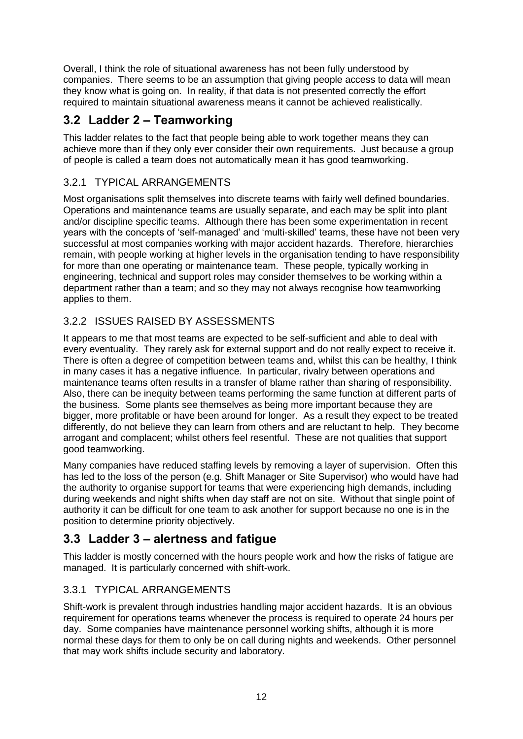Overall, I think the role of situational awareness has not been fully understood by companies. There seems to be an assumption that giving people access to data will mean they know what is going on. In reality, if that data is not presented correctly the effort required to maintain situational awareness means it cannot be achieved realistically.

## 3.2 Ladder 2 – Teamworking

This ladder relates to the fact that people being able to work together means they can achieve more than if they only ever consider their own requirements. Just because a group of people is called a team does not automatically mean it has good teamworking.

### 3.2.1 TYPICAL ARRANGEMENTS

Most organisations split themselves into discrete teams with fairly well defined boundaries. Operations and maintenance teams are usually separate, and each may be split into plant and/or discipline specific teams. Although there has been some experimentation in recent years with the concepts of 'self-managed' and 'multi-skilled' teams, these have not been very successful at most companies working with major accident hazards. Therefore, hierarchies remain, with people working at higher levels in the organisation tending to have responsibility for more than one operating or maintenance team. These people, typically working in engineering, technical and support roles may consider themselves to be working within a department rather than a team; and so they may not always recognise how teamworking applies to them.

### 3.2.2 ISSUES RAISED BY ASSESSMENTS

It appears to me that most teams are expected to be self-sufficient and able to deal with every eventuality. They rarely ask for external support and do not really expect to receive it. There is often a degree of competition between teams and, whilst this can be healthy, I think in many cases it has a negative influence. In particular, rivalry between operations and maintenance teams often results in a transfer of blame rather than sharing of responsibility. Also, there can be inequity between teams performing the same function at different parts of the business. Some plants see themselves as being more important because they are bigger, more profitable or have been around for longer. As a result they expect to be treated differently, do not believe they can learn from others and are reluctant to help. They become arrogant and complacent; whilst others feel resentful. These are not qualities that support good teamworking.

Many companies have reduced staffing levels by removing a layer of supervision. Often this has led to the loss of the person (e.g. Shift Manager or Site Supervisor) who would have had the authority to organise support for teams that were experiencing high demands, including during weekends and night shifts when day staff are not on site. Without that single point of authority it can be difficult for one team to ask another for support because no one is in the position to determine priority objectively.

## 3.3 Ladder 3 – alertness and fatigue

This ladder is mostly concerned with the hours people work and how the risks of fatigue are managed. It is particularly concerned with shift-work.

### 3.3.1 TYPICAL ARRANGEMENTS

Shift-work is prevalent through industries handling major accident hazards. It is an obvious requirement for operations teams whenever the process is required to operate 24 hours per day. Some companies have maintenance personnel working shifts, although it is more normal these days for them to only be on call during nights and weekends. Other personnel that may work shifts include security and laboratory.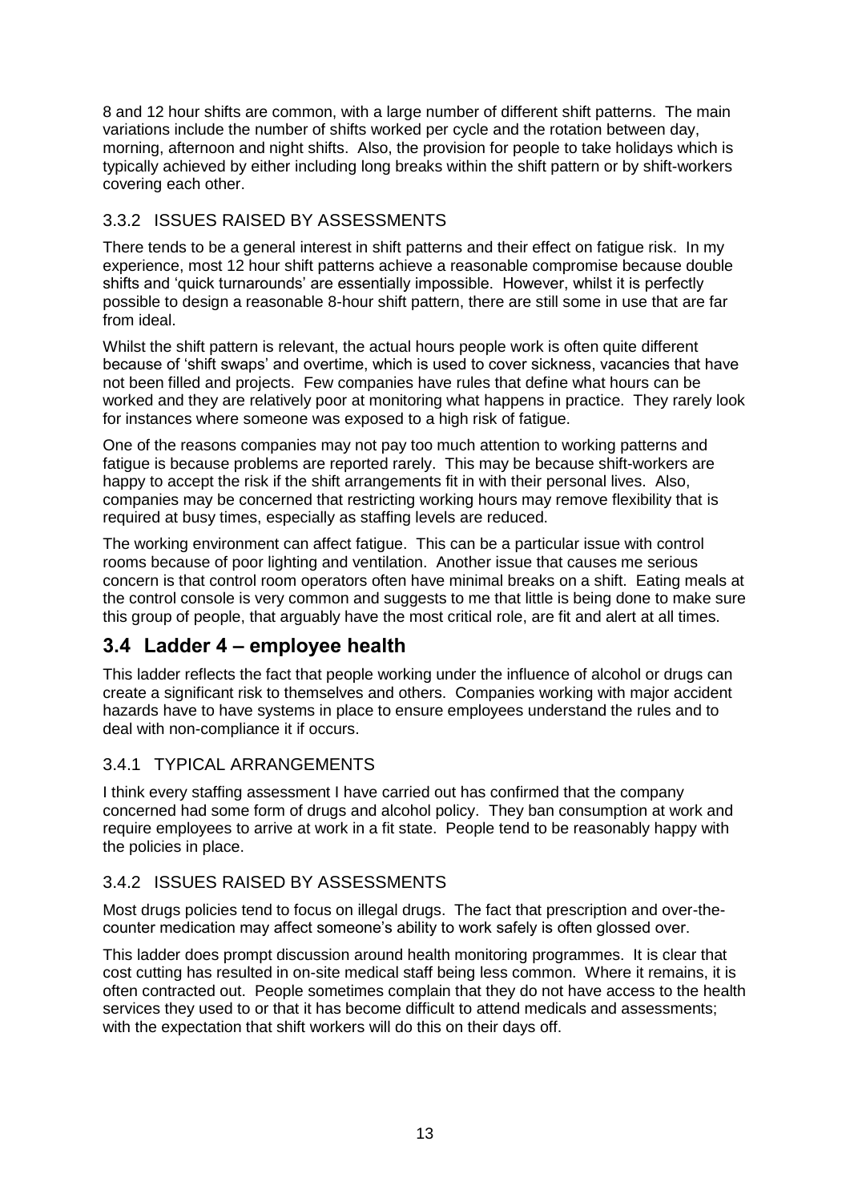8 and 12 hour shifts are common, with a large number of different shift patterns. The main variations include the number of shifts worked per cycle and the rotation between day, morning, afternoon and night shifts. Also, the provision for people to take holidays which is typically achieved by either including long breaks within the shift pattern or by shift-workers covering each other.

### 3.3.2 ISSUES RAISED BY ASSESSMENTS

There tends to be a general interest in shift patterns and their effect on fatigue risk. In my experience, most 12 hour shift patterns achieve a reasonable compromise because double shifts and 'quick turnarounds' are essentially impossible. However, whilst it is perfectly possible to design a reasonable 8-hour shift pattern, there are still some in use that are far from ideal.

Whilst the shift pattern is relevant, the actual hours people work is often quite different because of 'shift swaps' and overtime, which is used to cover sickness, vacancies that have not been filled and projects. Few companies have rules that define what hours can be worked and they are relatively poor at monitoring what happens in practice. They rarely look for instances where someone was exposed to a high risk of fatigue.

One of the reasons companies may not pay too much attention to working patterns and fatigue is because problems are reported rarely. This may be because shift-workers are happy to accept the risk if the shift arrangements fit in with their personal lives. Also, companies may be concerned that restricting working hours may remove flexibility that is required at busy times, especially as staffing levels are reduced.

The working environment can affect fatigue. This can be a particular issue with control rooms because of poor lighting and ventilation. Another issue that causes me serious concern is that control room operators often have minimal breaks on a shift. Eating meals at the control console is very common and suggests to me that little is being done to make sure this group of people, that arguably have the most critical role, are fit and alert at all times.

## 3.4 Ladder 4 – employee health

This ladder reflects the fact that people working under the influence of alcohol or drugs can create a significant risk to themselves and others. Companies working with major accident hazards have to have systems in place to ensure employees understand the rules and to deal with non-compliance it if occurs.

### 3.4.1 TYPICAL ARRANGEMENTS

I think every staffing assessment I have carried out has confirmed that the company concerned had some form of drugs and alcohol policy. They ban consumption at work and require employees to arrive at work in a fit state. People tend to be reasonably happy with the policies in place.

### 3.4.2 ISSUES RAISED BY ASSESSMENTS

Most drugs policies tend to focus on illegal drugs. The fact that prescription and over-the-counter medication may affect someone's ability to work safely is often glossed over.

This ladder does prompt discussion around health monitoring programmes. It is clear that cost cutting has resulted in on-site medical staff being less common. Where it remains, it is often contracted out. People sometimes complain that they do not have access to the health services they used to or that it has become difficult to attend medicals and assessments; with the expectation that shift workers will do this on their days off.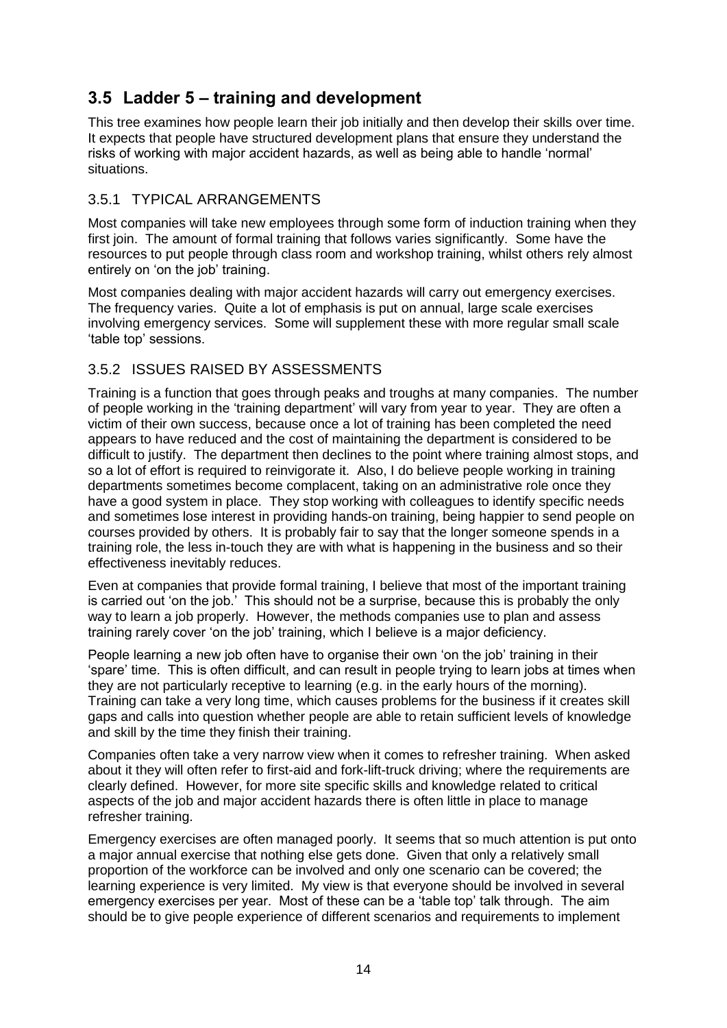## 3.5 Ladder 5 – training and development

This tree examines how people learn their job initially and then develop their skills over time. It expects that people have structured development plans that ensure they understand the risks of working with major accident hazards, as well as being able to handle 'normal' situations.

### 3.5.1 TYPICAL ARRANGEMENTS

Most companies will take new employees through some form of induction training when they first join. The amount of formal training that follows varies significantly. Some have the resources to put people through class room and workshop training, whilst others rely almost entirely on 'on the job' training.

Most companies dealing with major accident hazards will carry out emergency exercises. The frequency varies. Quite a lot of emphasis is put on annual, large scale exercises involving emergency services. Some will supplement these with more regular small scale 'table top' sessions.

### 3.5.2 ISSUES RAISED BY ASSESSMENTS

Training is a function that goes through peaks and troughs at many companies. The number of people working in the 'training department' will vary from year to year. They are often a victim of their own success, because once a lot of training has been completed the need appears to have reduced and the cost of maintaining the department is considered to be difficult to justify. The department then declines to the point where training almost stops, and so a lot of effort is required to reinvigorate it. Also, I do believe people working in training departments sometimes become complacent, taking on an administrative role once they have a good system in place. They stop working with colleagues to identify specific needs and sometimes lose interest in providing hands-on training, being happier to send people on courses provided by others. It is probably fair to say that the longer someone spends in a training role, the less in-touch they are with what is happening in the business and so their effectiveness inevitably reduces.

Even at companies that provide formal training, I believe that most of the important training is carried out 'on the job.' This should not be a surprise, because this is probably the only way to learn a job properly. However, the methods companies use to plan and assess training rarely cover 'on the job' training, which I believe is a major deficiency.

People learning a new job often have to organise their own 'on the job' training in their 'spare' time. This is often difficult, and can result in people trying to learn jobs at times when they are not particularly receptive to learning (e.g. in the early hours of the morning). Training can take a very long time, which causes problems for the business if it creates skill gaps and calls into question whether people are able to retain sufficient levels of knowledge and skill by the time they finish their training.

Companies often take a very narrow view when it comes to refresher training. When asked about it they will often refer to first-aid and fork-lift-truck driving; where the requirements are clearly defined. However, for more site specific skills and knowledge related to critical aspects of the job and major accident hazards there is often little in place to manage refresher training.

Emergency exercises are often managed poorly. It seems that so much attention is put onto a major annual exercise that nothing else gets done. Given that only a relatively small proportion of the workforce can be involved and only one scenario can be covered; the learning experience is very limited. My view is that everyone should be involved in several emergency exercises per year. Most of these can be a 'table top' talk through. The aim should be to give people experience of different scenarios and requirements to implement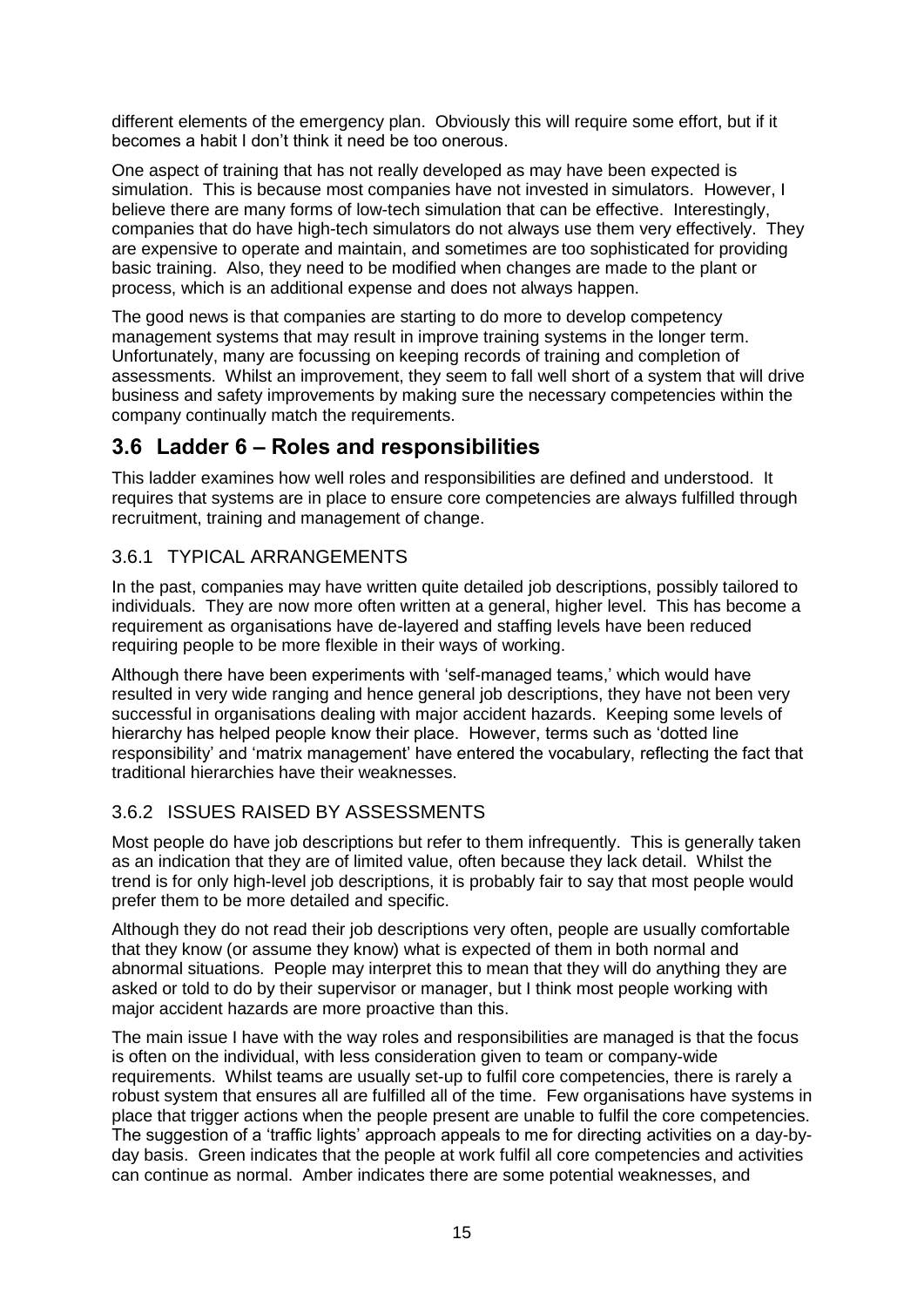different elements of the emergency plan. Obviously this will require some effort, but if it becomes a habit I don't think it need be too onerous.

One aspect of training that has not really developed as may have been expected is simulation. This is because most companies have not invested in simulators. However, I believe there are many forms of low-tech simulation that can be effective. Interestingly, companies that do have high-tech simulators do not always use them very effectively. They are expensive to operate and maintain, and sometimes are too sophisticated for providing basic training. Also, they need to be modified when changes are made to the plant or process, which is an additional expense and does not always happen.

The good news is that companies are starting to do more to develop competency management systems that may result in improve training systems in the longer term. Unfortunately, many are focussing on keeping records of training and completion of assessments. Whilst an improvement, they seem to fall well short of a system that will drive business and safety improvements by making sure the necessary competencies within the company continually match the requirements.

## 3.6 Ladder 6 – Roles and responsibilities

This ladder examines how well roles and responsibilities are defined and understood. It requires that systems are in place to ensure core competencies are always fulfilled through recruitment, training and management of change.

### 3.6.1 TYPICAL ARRANGEMENTS

In the past, companies may have written quite detailed job descriptions, possibly tailored to individuals. They are now more often written at a general, higher level. This has become a requirement as organisations have de-layered and staffing levels have been reduced requiring people to be more flexible in their ways of working.

Although there have been experiments with 'self-managed teams,' which would have resulted in very wide ranging and hence general job descriptions, they have not been very successful in organisations dealing with major accident hazards. Keeping some levels of hierarchy has helped people know their place. However, terms such as 'dotted line responsibility' and 'matrix management' have entered the vocabulary, reflecting the fact that traditional hierarchies have their weaknesses.

### 3.6.2 ISSUES RAISED BY ASSESSMENTS

Most people do have job descriptions but refer to them infrequently. This is generally taken as an indication that they are of limited value, often because they lack detail. Whilst the trend is for only high-level job descriptions, it is probably fair to say that most people would prefer them to be more detailed and specific.

Although they do not read their job descriptions very often, people are usually comfortable that they know (or assume they know) what is expected of them in both normal and abnormal situations. People may interpret this to mean that they will do anything they are asked or told to do by their supervisor or manager, but I think most people working with major accident hazards are more proactive than this.

The main issue I have with the way roles and responsibilities are managed is that the focus is often on the individual, with less consideration given to team or company-wide requirements. Whilst teams are usually set-up to fulfil core competencies, there is rarely a robust system that ensures all are fulfilled all of the time. Few organisations have systems in place that trigger actions when the people present are unable to fulfil the core competencies. The suggestion of a 'traffic lights' approach appeals to me for directing activities on a day-by-day basis. Green indicates that the people at work fulfil all core competencies and activities can continue as normal. Amber indicates there are some potential weaknesses, and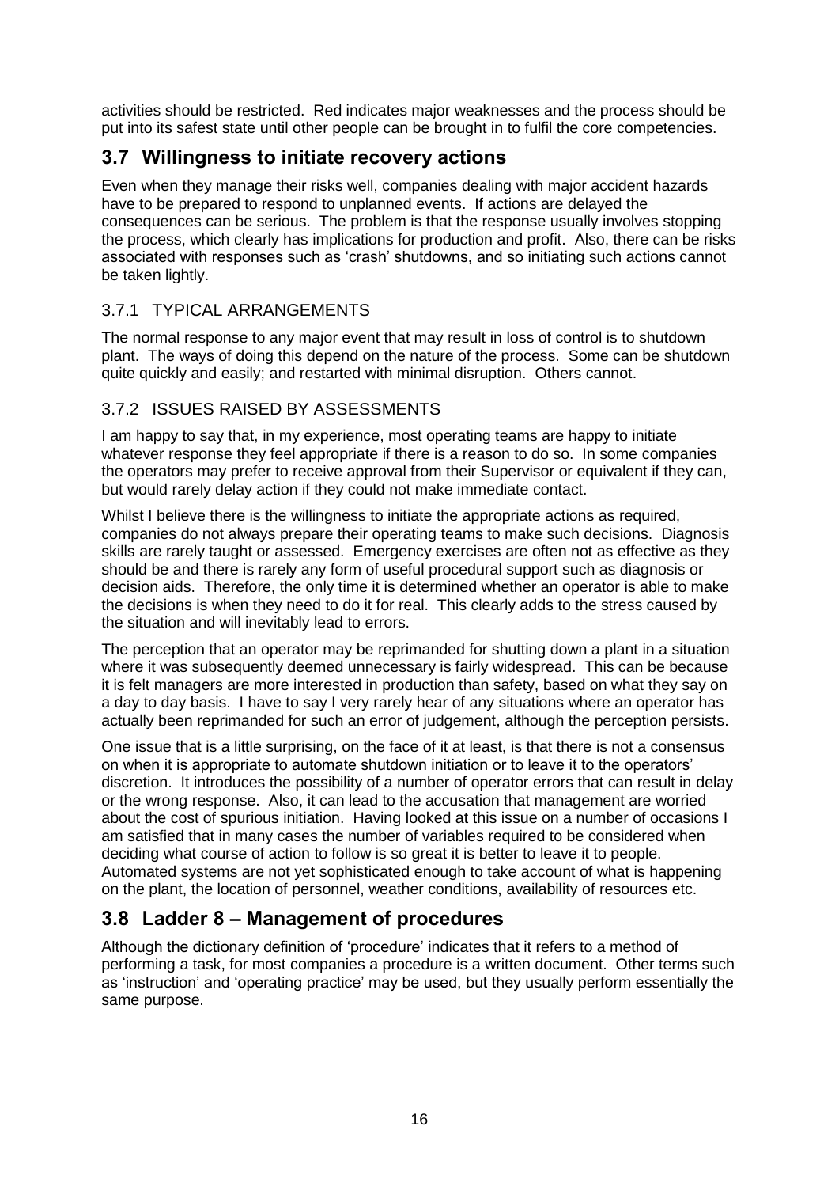activities should be restricted. Red indicates major weaknesses and the process should be put into its safest state until other people can be brought in to fulfil the core competencies.

## 3.7 Willingness to initiate recovery actions

Even when they manage their risks well, companies dealing with major accident hazards have to be prepared to respond to unplanned events. If actions are delayed the consequences can be serious. The problem is that the response usually involves stopping the process, which clearly has implications for production and profit. Also, there can be risks associated with responses such as 'crash' shutdowns, and so initiating such actions cannot be taken lightly.

### 3.7.1 TYPICAL ARRANGEMENTS

The normal response to any major event that may result in loss of control is to shutdown plant. The ways of doing this depend on the nature of the process. Some can be shutdown quite quickly and easily; and restarted with minimal disruption. Others cannot.

### 3.7.2 ISSUES RAISED BY ASSESSMENTS

I am happy to say that, in my experience, most operating teams are happy to initiate whatever response they feel appropriate if there is a reason to do so. In some companies the operators may prefer to receive approval from their Supervisor or equivalent if they can, but would rarely delay action if they could not make immediate contact.

Whilst I believe there is the willingness to initiate the appropriate actions as required, companies do not always prepare their operating teams to make such decisions. Diagnosis skills are rarely taught or assessed. Emergency exercises are often not as effective as they should be and there is rarely any form of useful procedural support such as diagnosis or decision aids. Therefore, the only time it is determined whether an operator is able to make the decisions is when they need to do it for real. This clearly adds to the stress caused by the situation and will inevitably lead to errors.

The perception that an operator may be reprimanded for shutting down a plant in a situation where it was subsequently deemed unnecessary is fairly widespread. This can be because it is felt managers are more interested in production than safety, based on what they say on a day to day basis. I have to say I very rarely hear of any situations where an operator has actually been reprimanded for such an error of judgement, although the perception persists.

One issue that is a little surprising, on the face of it at least, is that there is not a consensus on when it is appropriate to automate shutdown initiation or to leave it to the operators' discretion. It introduces the possibility of a number of operator errors that can result in delay or the wrong response. Also, it can lead to the accusation that management are worried about the cost of spurious initiation. Having looked at this issue on a number of occasions I am satisfied that in many cases the number of variables required to be considered when deciding what course of action to follow is so great it is better to leave it to people. Automated systems are not yet sophisticated enough to take account of what is happening on the plant, the location of personnel, weather conditions, availability of resources etc.

## 3.8 Ladder 8 – Management of procedures

Although the dictionary definition of 'procedure' indicates that it refers to a method of performing a task, for most companies a procedure is a written document. Other terms such as 'instruction' and 'operating practice' may be used, but they usually perform essentially the same purpose.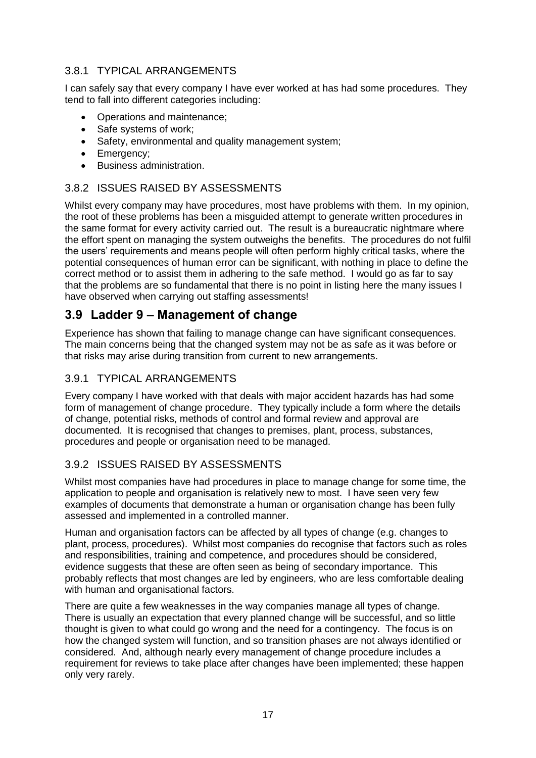### 3.8.1 TYPICAL ARRANGEMENTS

I can safely say that every company I have ever worked at has had some procedures. They tend to fall into different categories including:

- Operations and maintenance;
- Safe systems of work;
- Safety, environmental and quality management system;
- Emergency;
- Business administration.

### 3.8.2 ISSUES RAISED BY ASSESSMENTS

Whilst every company may have procedures, most have problems with them. In my opinion, the root of these problems has been a misguided attempt to generate written procedures in the same format for every activity carried out. The result is a bureaucratic nightmare where the effort spent on managing the system outweighs the benefits. The procedures do not fulfil the users' requirements and means people will often perform highly critical tasks, where the potential consequences of human error can be significant, with nothing in place to define the correct method or to assist them in adhering to the safe method. I would go as far to say that the problems are so fundamental that there is no point in listing here the many issues I have observed when carrying out staffing assessments!

## 3.9 Ladder 9 – Management of change

Experience has shown that failing to manage change can have significant consequences. The main concerns being that the changed system may not be as safe as it was before or that risks may arise during transition from current to new arrangements.

### 3.9.1 TYPICAL ARRANGEMENTS

Every company I have worked with that deals with major accident hazards has had some form of management of change procedure. They typically include a form where the details of change, potential risks, methods of control and formal review and approval are documented. It is recognised that changes to premises, plant, process, substances, procedures and people or organisation need to be managed.

### 3.9.2 ISSUES RAISED BY ASSESSMENTS

Whilst most companies have had procedures in place to manage change for some time, the application to people and organisation is relatively new to most. I have seen very few examples of documents that demonstrate a human or organisation change has been fully assessed and implemented in a controlled manner.

Human and organisation factors can be affected by all types of change (e.g. changes to plant, process, procedures). Whilst most companies do recognise that factors such as roles and responsibilities, training and competence, and procedures should be considered, evidence suggests that these are often seen as being of secondary importance. This probably reflects that most changes are led by engineers, who are less comfortable dealing with human and organisational factors.

There are quite a few weaknesses in the way companies manage all types of change. There is usually an expectation that every planned change will be successful, and so little thought is given to what could go wrong and the need for a contingency. The focus is on how the changed system will function, and so transition phases are not always identified or considered. And, although nearly every management of change procedure includes a requirement for reviews to take place after changes have been implemented; these happen only very rarely.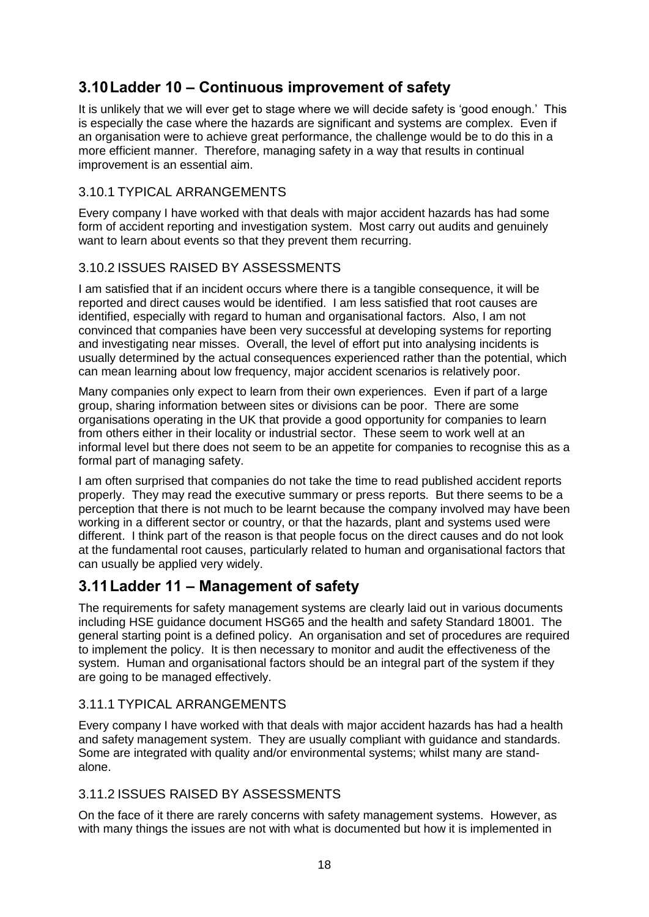## 3.10 Ladder 10 – Continuous improvement of safety

It is unlikely that we will ever get to stage where we will decide safety is 'good enough.' This is especially the case where the hazards are significant and systems are complex. Even if an organisation were to achieve great performance, the challenge would be to do this in a more efficient manner. Therefore, managing safety in a way that results in continual improvement is an essential aim.

### 3.10.1 TYPICAL ARRANGEMENTS

Every company I have worked with that deals with major accident hazards has had some form of accident reporting and investigation system. Most carry out audits and genuinely want to learn about events so that they prevent them recurring.

### 3.10.2 ISSUES RAISED BY ASSESSMENTS

I am satisfied that if an incident occurs where there is a tangible consequence, it will be reported and direct causes would be identified. I am less satisfied that root causes are identified, especially with regard to human and organisational factors. Also, I am not convinced that companies have been very successful at developing systems for reporting and investigating near misses. Overall, the level of effort put into analysing incidents is usually determined by the actual consequences experienced rather than the potential, which can mean learning about low frequency, major accident scenarios is relatively poor.

Many companies only expect to learn from their own experiences. Even if part of a large group, sharing information between sites or divisions can be poor. There are some organisations operating in the UK that provide a good opportunity for companies to learn from others either in their locality or industrial sector. These seem to work well at an informal level but there does not seem to be an appetite for companies to recognise this as a formal part of managing safety.

I am often surprised that companies do not take the time to read published accident reports properly. They may read the executive summary or press reports. But there seems to be a perception that there is not much to be learnt because the company involved may have been working in a different sector or country, or that the hazards, plant and systems used were different. I think part of the reason is that people focus on the direct causes and do not look at the fundamental root causes, particularly related to human and organisational factors that can usually be applied very widely.

## 3.11 Ladder 11 – Management of safety

The requirements for safety management systems are clearly laid out in various documents including HSE guidance document HSG65 and the health and safety Standard 18001. The general starting point is a defined policy. An organisation and set of procedures are required to implement the policy. It is then necessary to monitor and audit the effectiveness of the system. Human and organisational factors should be an integral part of the system if they are going to be managed effectively.

### 3.11.1 TYPICAL ARRANGEMENTS

Every company I have worked with that deals with major accident hazards has had a health and safety management system. They are usually compliant with guidance and standards. Some are integrated with quality and/or environmental systems; whilst many are stand-alone.

### 3.11.2 ISSUES RAISED BY ASSESSMENTS

On the face of it there are rarely concerns with safety management systems. However, as with many things the issues are not with what is documented but how it is implemented in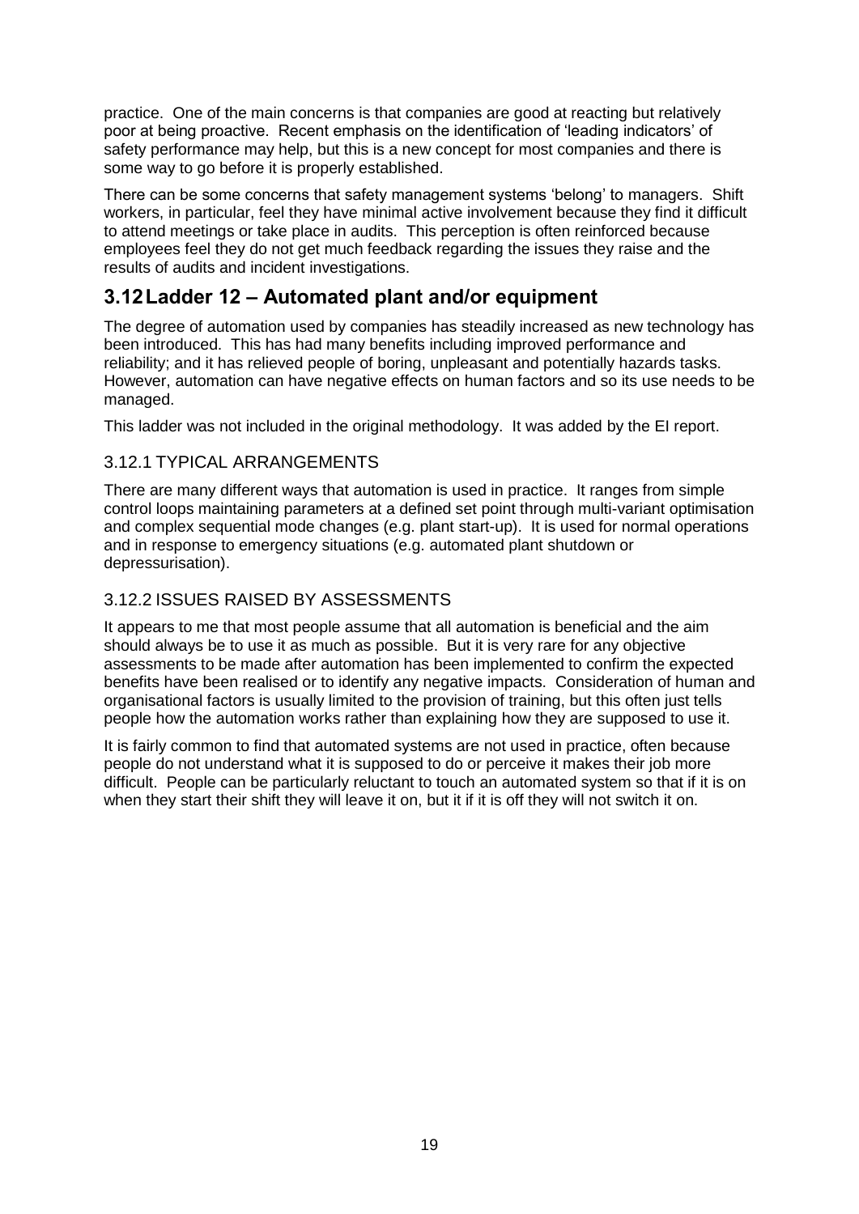practice. One of the main concerns is that companies are good at reacting but relatively poor at being proactive. Recent emphasis on the identification of 'leading indicators' of safety performance may help, but this is a new concept for most companies and there is some way to go before it is properly established.

There can be some concerns that safety management systems 'belong' to managers. Shift workers, in particular, feel they have minimal active involvement because they find it difficult to attend meetings or take place in audits. This perception is often reinforced because employees feel they do not get much feedback regarding the issues they raise and the results of audits and incident investigations.

## 3.12 Ladder 12 – Automated plant and/or equipment

The degree of automation used by companies has steadily increased as new technology has been introduced. This has had many benefits including improved performance and reliability; and it has relieved people of boring, unpleasant and potentially hazards tasks. However, automation can have negative effects on human factors and so its use needs to be managed.

This ladder was not included in the original methodology. It was added by the EI report.

### 3.12.1 TYPICAL ARRANGEMENTS

There are many different ways that automation is used in practice. It ranges from simple control loops maintaining parameters at a defined set point through multi-variant optimisation and complex sequential mode changes (e.g. plant start-up). It is used for normal operations and in response to emergency situations (e.g. automated plant shutdown or depressurisation).

### 3.12.2 ISSUES RAISED BY ASSESSMENTS

It appears to me that most people assume that all automation is beneficial and the aim should always be to use it as much as possible. But it is very rare for any objective assessments to be made after automation has been implemented to confirm the expected benefits have been realised or to identify any negative impacts. Consideration of human and organisational factors is usually limited to the provision of training, but this often just tells people how the automation works rather than explaining how they are supposed to use it.

It is fairly common to find that automated systems are not used in practice, often because people do not understand what it is supposed to do or perceive it makes their job more difficult. People can be particularly reluctant to touch an automated system so that if it is on when they start their shift they will leave it on, but it if it is off they will not switch it on.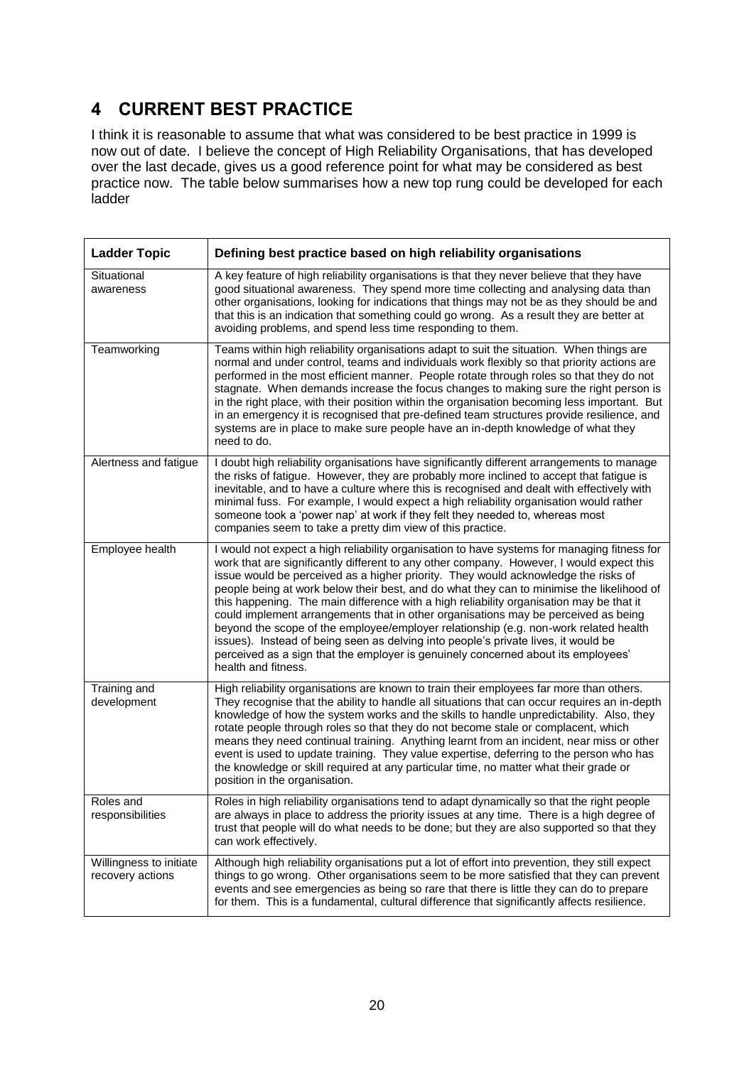## 4 CURRENT BEST PRACTICE

I think it is reasonable to assume that what was considered to be best practice in 1999 is now out of date. I believe the concept of High Reliability Organisations, that has developed over the last decade, gives us a good reference point for what may be considered as best practice now. The table below summarises how a new top rung could be developed for each ladder

| Ladder Topic | Defining best practice based on high reliability organisations |
|---|---|
| Situational awareness | A key feature of high reliability organisations is that they never believe that they have good situational awareness. They spend more time collecting and analysing data than other organisations, looking for indications that things may not be as they should be and that this is an indication that something could go wrong. As a result they are better at avoiding problems, and spend less time responding to them. |
| Teamworking | Teams within high reliability organisations adapt to suit the situation. When things are normal and under control, teams and individuals work flexibly so that priority actions are performed in the most efficient manner. People rotate through roles so that they do not stagnate. When demands increase the focus changes to making sure the right person is in the right place, with their position within the organisation becoming less important. But in an emergency it is recognised that pre-defined team structures provide resilience, and systems are in place to make sure people have an in-depth knowledge of what they need to do. |
| Alertness and fatigue | I doubt high reliability organisations have significantly different arrangements to manage the risks of fatigue. However, they are probably more inclined to accept that fatigue is inevitable, and to have a culture where this is recognised and dealt with effectively with minimal fuss. For example, I would expect a high reliability organisation would rather someone took a 'power nap' at work if they felt they needed to, whereas most companies seem to take a pretty dim view of this practice. |
| Employee health | I would not expect a high reliability organisation to have systems for managing fitness for work that are significantly different to any other company. However, I would expect this issue would be perceived as a higher priority. They would acknowledge the risks of people being at work below their best, and do what they can to minimise the likelihood of this happening. The main difference with a high reliability organisation may be that it could implement arrangements that in other organisations may be perceived as being beyond the scope of the employee/employer relationship (e.g. non-work related health issues). Instead of being seen as delving into people's private lives, it would be perceived as a sign that the employer is genuinely concerned about its employees' health and fitness. |
| Training and development | High reliability organisations are known to train their employees far more than others. They recognise that the ability to handle all situations that can occur requires an in-depth knowledge of how the system works and the skills to handle unpredictability. Also, they rotate people through roles so that they do not become stale or complacent, which means they need continual training. Anything learnt from an incident, near miss or other event is used to update training. They value expertise, deferring to the person who has the knowledge or skill required at any particular time, no matter what their grade or position in the organisation. |
| Roles and responsibilities | Roles in high reliability organisations tend to adapt dynamically so that the right people are always in place to address the priority issues at any time. There is a high degree of trust that people will do what needs to be done; but they are also supported so that they can work effectively. |
| Willingness to initiate recovery actions | Although high reliability organisations put a lot of effort into prevention, they still expect things to go wrong. Other organisations seem to be more satisfied that they can prevent events and see emergencies as being so rare that there is little they can do to prepare for them. This is a fundamental, cultural difference that significantly affects resilience. |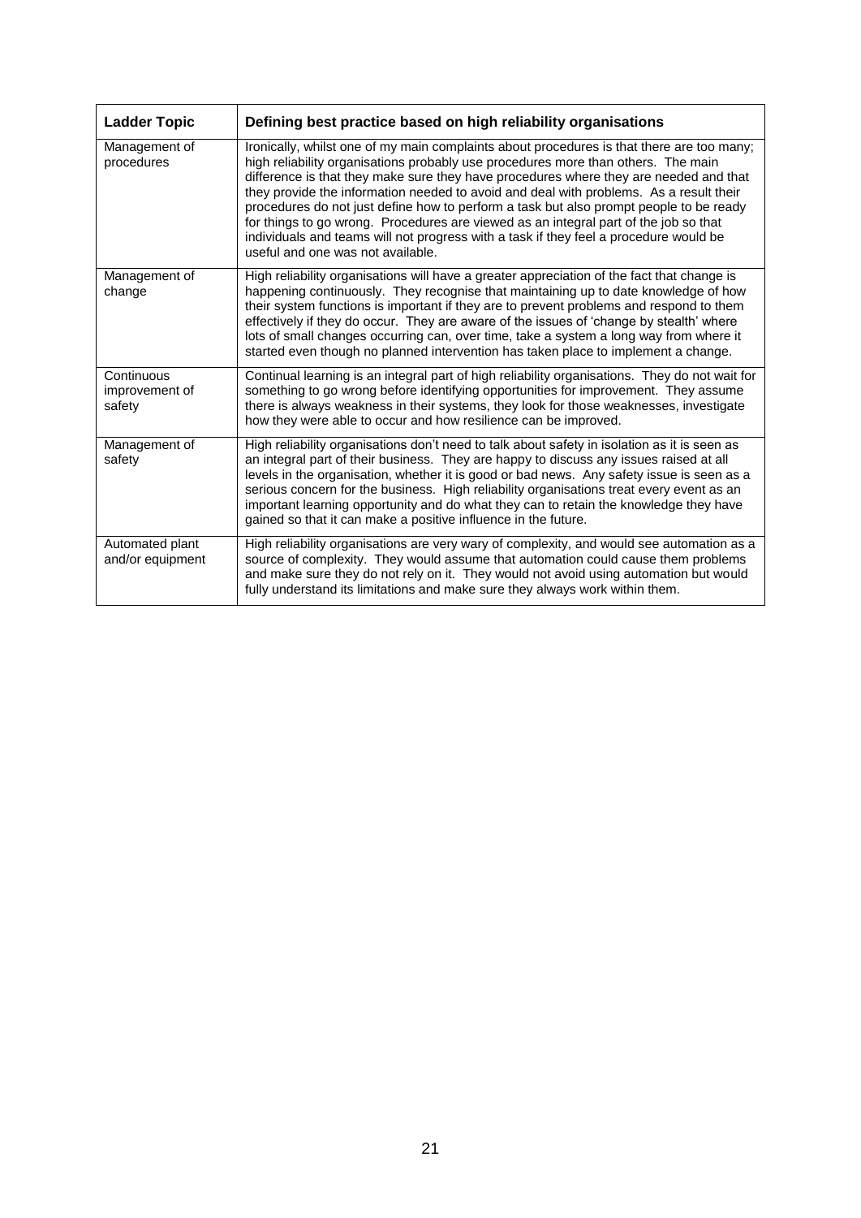| Ladder Topic | Defining best practice based on high reliability organisations |
| --- | --- |
| Management of procedures | Ironically, whilst one of my main complaints about procedures is that there are too many; high reliability organisations probably use procedures more than others. The main difference is that they make sure they have procedures where they are needed and that they provide the information needed to avoid and deal with problems. As a result their procedures do not just define how to perform a task but also prompt people to be ready for things to go wrong. Procedures are viewed as an integral part of the job so that individuals and teams will not progress with a task if they feel a procedure would be useful and one was not available. |
| Management of change | High reliability organisations will have a greater appreciation of the fact that change is happening continuously. They recognise that maintaining up to date knowledge of how their system functions is important if they are to prevent problems and respond to them effectively if they do occur. They are aware of the issues of 'change by stealth' where lots of small changes occurring can, over time, take a system a long way from where it started even though no planned intervention has taken place to implement a change. |
| Continuous improvement of safety | Continual learning is an integral part of high reliability organisations. They do not wait for something to go wrong before identifying opportunities for improvement. They assume there is always weakness in their systems, they look for those weaknesses, investigate how they were able to occur and how resilience can be improved. |
| Management of safety | High reliability organisations don't need to talk about safety in isolation as it is seen as an integral part of their business. They are happy to discuss any issues raised at all levels in the organisation, whether it is good or bad news. Any safety issue is seen as a serious concern for the business. High reliability organisations treat every event as an important learning opportunity and do what they can to retain the knowledge they have gained so that it can make a positive influence in the future. |
| Automated plant and/or equipment | High reliability organisations are very wary of complexity, and would see automation as a source of complexity. They would assume that automation could cause them problems and make sure they do not rely on it. They would not avoid using automation but would fully understand its limitations and make sure they always work within them. |